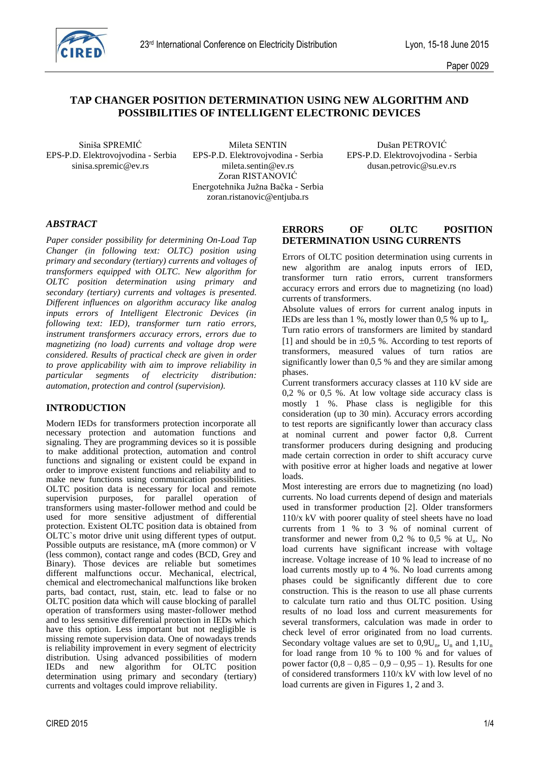# TAP CHANGER POSITION DETERMINATION USING NEW ALGORITHM AND POSSIBILITIES OF INTELLIGENT ELECTRONIC DEVICES

Siniša SPREMIĆ
EPS-P.D. Elektrovojvodina - Serbia
sinisa.spremic@ev.rs

Mileta SENTIN
EPS-P.D. Elektrovojvodina - Serbia
mileta.sentin@ev.rs

Zoran RISTANOVIĆ
Energotehnika Južna Bačka - Serbia
zoran.ristanovic@entjuba.rs

Dušan PETROVIĆ
EPS-P.D. Elektrovojvodina - Serbia
dusan.petrovic@su.ev.rs

## *ABSTRACT*

*Paper consider possibility for determining On-Load Tap Changer (in following text: OLTC) position using primary and secondary (tertiary) currents and voltages of transformers equipped with OLTC. New algorithm for OLTC position determination using primary and secondary (tertiary) currents and voltages is presented. Different influences on algorithm accuracy like analog inputs errors of Intelligent Electronic Devices (in following text: IED), transformer turn ratio errors, instrument transformers accuracy errors, errors due to magnetizing (no load) currents and voltage drop were considered. Results of practical check are given in order to prove applicability with aim to improve reliability in particular segments of electricity distribution: automation, protection and control (supervision).*

## INTRODUCTION

Modern IEDs for transformers protection incorporate all necessary protection and automation functions and signaling. They are programming devices so it is possible to make additional protection, automation and control functions and signaling or existent could be expand in order to improve existent functions and reliability and to make new functions using communication possibilities. OLTC position data is necessary for local and remote supervision purposes, for parallel operation of transformers using master-follower method and could be used for more sensitive adjustment of differential protection. Existent OLTC position data is obtained from OLTC`s motor drive unit using different types of output. Possible outputs are resistance, mA (more common) or V (less common), contact range and codes (BCD, Grey and Binary). Those devices are reliable but sometimes different malfunctions occur. Mechanical, electrical, chemical and electromechanical malfunctions like broken parts, bad contact, rust, stain, etc. lead to false or no OLTC position data which will cause blocking of parallel operation of transformers using master-follower method and to less sensitive differential protection in IEDs which have this option. Less important but not negligible is missing remote supervision data. One of nowadays trends is reliability improvement in every segment of electricity distribution. Using advanced possibilities of modern IEDs and new algorithm for OLTC position determination using primary and secondary (tertiary) currents and voltages could improve reliability.

## ERRORS OF OLTC POSITION DETERMINATION USING CURRENTS

Errors of OLTC position determination using currents in new algorithm are analog inputs errors of IED, transformer turn ratio errors, current transformers accuracy errors and errors due to magnetizing (no load) currents of transformers.

Absolute values of errors for current analog inputs in IEDs are less than 1 %, mostly lower than 0,5 % up to $I_n$.

Turn ratio errors of transformers are limited by standard [1] and should be in ±0,5 %. According to test reports of transformers, measured values of turn ratios are significantly lower than 0,5 % and they are similar among phases.

Current transformers accuracy classes at 110 kV side are 0,2 % or 0,5 %. At low voltage side accuracy class is mostly 1 %. Phase class is negligible for this consideration (up to 30 min). Accuracy errors according to test reports are significantly lower than accuracy class at nominal current and power factor 0,8. Current transformer producers during designing and producing made certain correction in order to shift accuracy curve with positive error at higher loads and negative at lower loads.

Most interesting are errors due to magnetizing (no load) currents. No load currents depend of design and materials used in transformer production [2]. Older transformers 110/x kV with poorer quality of steel sheets have no load currents from 1 % to 3 % of nominal current of transformer and newer from 0,2 % to 0,5 % at $U_n$. No load currents have significant increase with voltage increase. Voltage increase of 10 % lead to increase of no load currents mostly up to 4 %. No load currents among phases could be significantly different due to core construction. This is the reason to use all phase currents to calculate turn ratio and thus OLTC position. Using results of no load loss and current measurements for several transformers, calculation was made in order to check level of error originated from no load currents. Secondary voltage values are set to $0{,}9U_n$, $U_n$ and $1{,}1U_n$ for load range from 10 % to 100 % and for values of power factor (0,8 – 0,85 – 0,9 – 0,95 – 1). Results for one of considered transformers 110/x kV with low level of no load currents are given in Figures 1, 2 and 3.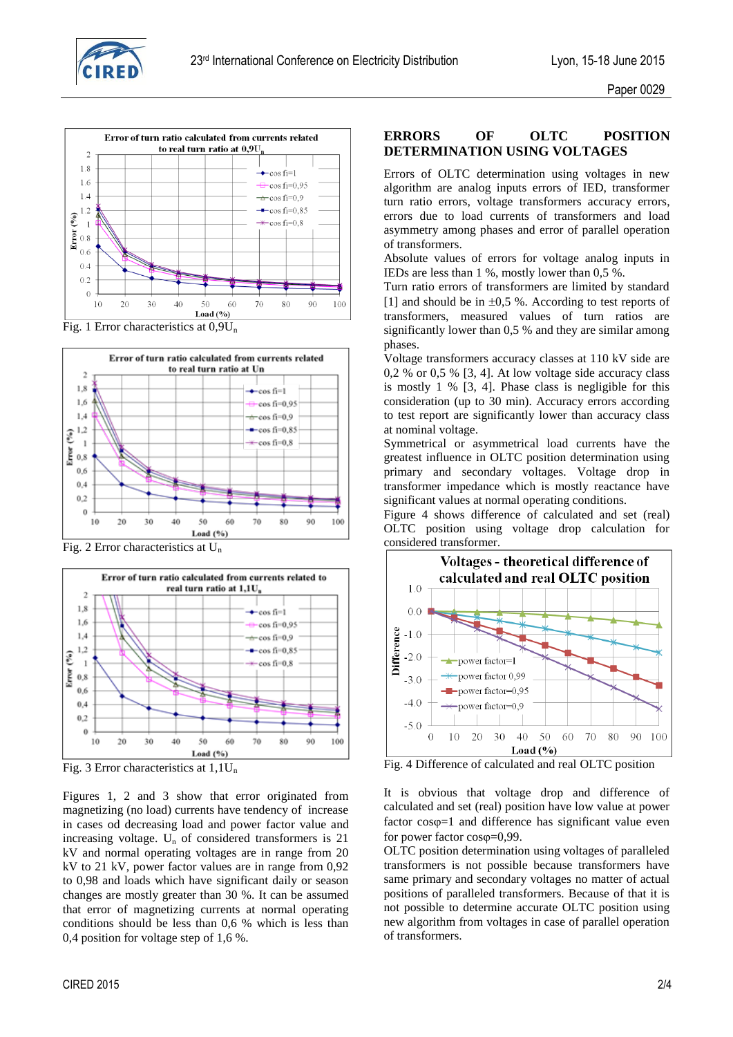Fig. 1 Error characteristics at $0{,}9U_n$

Fig. 2 Error characteristics at $U_n$

Fig. 3 Error characteristics at $1{,}1U_n$

Figures 1, 2 and 3 show that error originated from magnetizing (no load) currents have tendency of increase in cases od decreasing load and power factor value and increasing voltage. $U_n$ of considered transformers is 21 kV and normal operating voltages are in range from 20 kV to 21 kV, power factor values are in range from 0,92 to 0,98 and loads which have significant daily or season changes are mostly greater than 30 %. It can be assumed that error of magnetizing currents at normal operating conditions should be less than 0,6 % which is less than 0,4 position for voltage step of 1,6 %.

## ERRORS OF OLTC POSITION DETERMINATION USING VOLTAGES

Errors of OLTC determination using voltages in new algorithm are analog inputs errors of IED, transformer turn ratio errors, voltage transformers accuracy errors, errors due to load currents of transformers and load asymmetry among phases and error of parallel operation of transformers.

Absolute values of errors for voltage analog inputs in IEDs are less than 1 %, mostly lower than 0,5 %.

Turn ratio errors of transformers are limited by standard [1] and should be in ±0,5 %. According to test reports of transformers, measured values of turn ratios are significantly lower than 0,5 % and they are similar among phases.

Voltage transformers accuracy classes at 110 kV side are 0,2 % or 0,5 % [3, 4]. At low voltage side accuracy class is mostly 1 % [3, 4]. Phase class is negligible for this consideration (up to 30 min). Accuracy errors according to test report are significantly lower than accuracy class at nominal voltage.

Symmetrical or asymmetrical load currents have the greatest influence in OLTC position determination using primary and secondary voltages. Voltage drop in transformer impedance which is mostly reactance have significant values at normal operating conditions.

Figure 4 shows difference of calculated and set (real) OLTC position using voltage drop calculation for considered transformer.

Fig. 4 Difference of calculated and real OLTC position

It is obvious that voltage drop and difference of calculated and set (real) position have low value at power factor $\cos\varphi=1$ and difference has significant value even for power factor $\cos\varphi=0{,}99$.

OLTC position determination using voltages of paralleled transformers is not possible because transformers have same primary and secondary voltages no matter of actual positions of paralleled transformers. Because of that it is not possible to determine accurate OLTC position using new algorithm from voltages in case of parallel operation of transformers.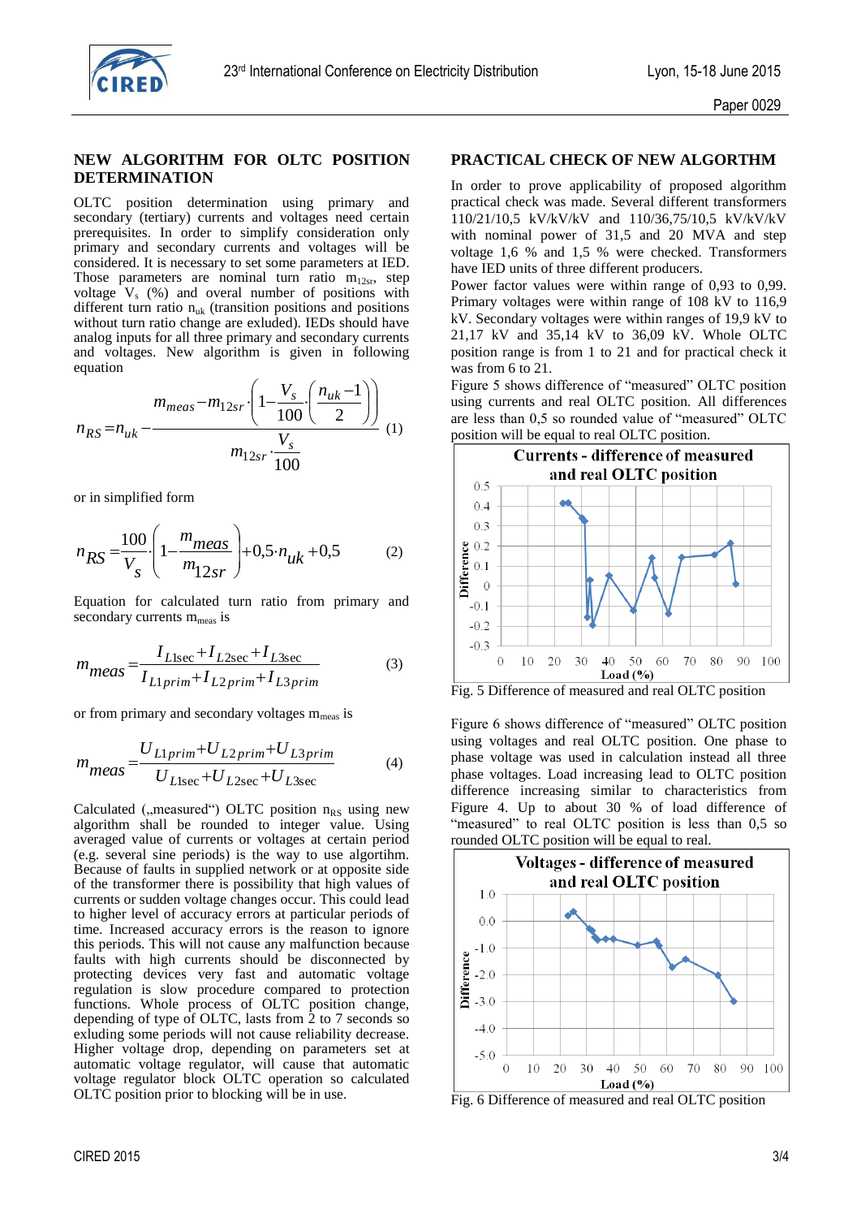## NEW ALGORITHM FOR OLTC POSITION DETERMINATION

OLTC position determination using primary and secondary (tertiary) currents and voltages need certain prerequisites. In order to simplify consideration only primary and secondary currents and voltages will be considered. It is necessary to set some parameters at IED. Those parameters are nominal turn ratio $m_{12sr}$, step voltage $V_s$ (%) and overal number of positions with different turn ratio $n_{uk}$ (transition positions and positions without turn ratio change are exluded). IEDs should have analog inputs for all three primary and secondary currents and voltages. New algorithm is given in following equation

$$n_{RS} = n_{uk} - \frac{m_{meas} - m_{12sr} \cdot \left(1 - \frac{V_s}{100} \cdot \left(\frac{n_{uk} - 1}{2}\right)\right)}{m_{12sr} \cdot \frac{V_s}{100}} \quad (1)$$

or in simplified form

$$n_{RS} = \frac{100}{V_s} \cdot \left(1 - \frac{m_{meas}}{m_{12sr}}\right) + 0{,}5 \cdot n_{uk} + 0{,}5 \quad (2)$$

Equation for calculated turn ratio from primary and secondary currents $m_{meas}$ is

$$m_{meas} = \frac{I_{L1sec} + I_{L2sec} + I_{L3sec}}{I_{L1prim} + I_{L2prim} + I_{L3prim}} \quad (3)$$

or from primary and secondary voltages $m_{meas}$ is

$$m_{meas} = \frac{U_{L1prim} + U_{L2prim} + U_{L3prim}}{U_{L1sec} + U_{L2sec} + U_{L3sec}} \quad (4)$$

Calculated („measured“) OLTC position $n_{RS}$ using new algorithm shall be rounded to integer value. Using averaged value of currents or voltages at certain period (e.g. several sine periods) is the way to use algortihm. Because of faults in supplied network or at opposite side of the transformer there is possibility that high values of currents or sudden voltage changes occur. This could lead to higher level of accuracy errors at particular periods of time. Increased accuracy errors is the reason to ignore this periods. This will not cause any malfunction because faults with high currents should be disconnected by protecting devices very fast and automatic voltage regulation is slow procedure compared to protection functions. Whole process of OLTC position change, depending of type of OLTC, lasts from 2 to 7 seconds so exluding some periods will not cause reliability decrease. Higher voltage drop, depending on parameters set at automatic voltage regulator, will cause that automatic voltage regulator block OLTC operation so calculated OLTC position prior to blocking will be in use.

## PRACTICAL CHECK OF NEW ALGORTHM

In order to prove applicability of proposed algorithm practical check was made. Several different transformers 110/21/10,5 kV/kV/kV and 110/36,75/10,5 kV/kV/kV with nominal power of 31,5 and 20 MVA and step voltage 1,6 % and 1,5 % were checked. Transformers have IED units of three different producers.

Power factor values were within range of 0,93 to 0,99. Primary voltages were within range of 108 kV to 116,9 kV. Secondary voltages were within ranges of 19,9 kV to 21,17 kV and 35,14 kV to 36,09 kV. Whole OLTC position range is from 1 to 21 and for practical check it was from 6 to 21.

Figure 5 shows difference of "measured" OLTC position using currents and real OLTC position. All differences are less than 0,5 so rounded value of "measured" OLTC position will be equal to real OLTC position.

Fig. 5 Difference of measured and real OLTC position

Figure 6 shows difference of "measured" OLTC position using voltages and real OLTC position. One phase to phase voltage was used in calculation instead all three phase voltages. Load increasing lead to OLTC position difference increasing similar to characteristics from Figure 4. Up to about 30 % of load difference of "measured" to real OLTC position is less than 0,5 so rounded OLTC position will be equal to real.

Fig. 6 Difference of measured and real OLTC position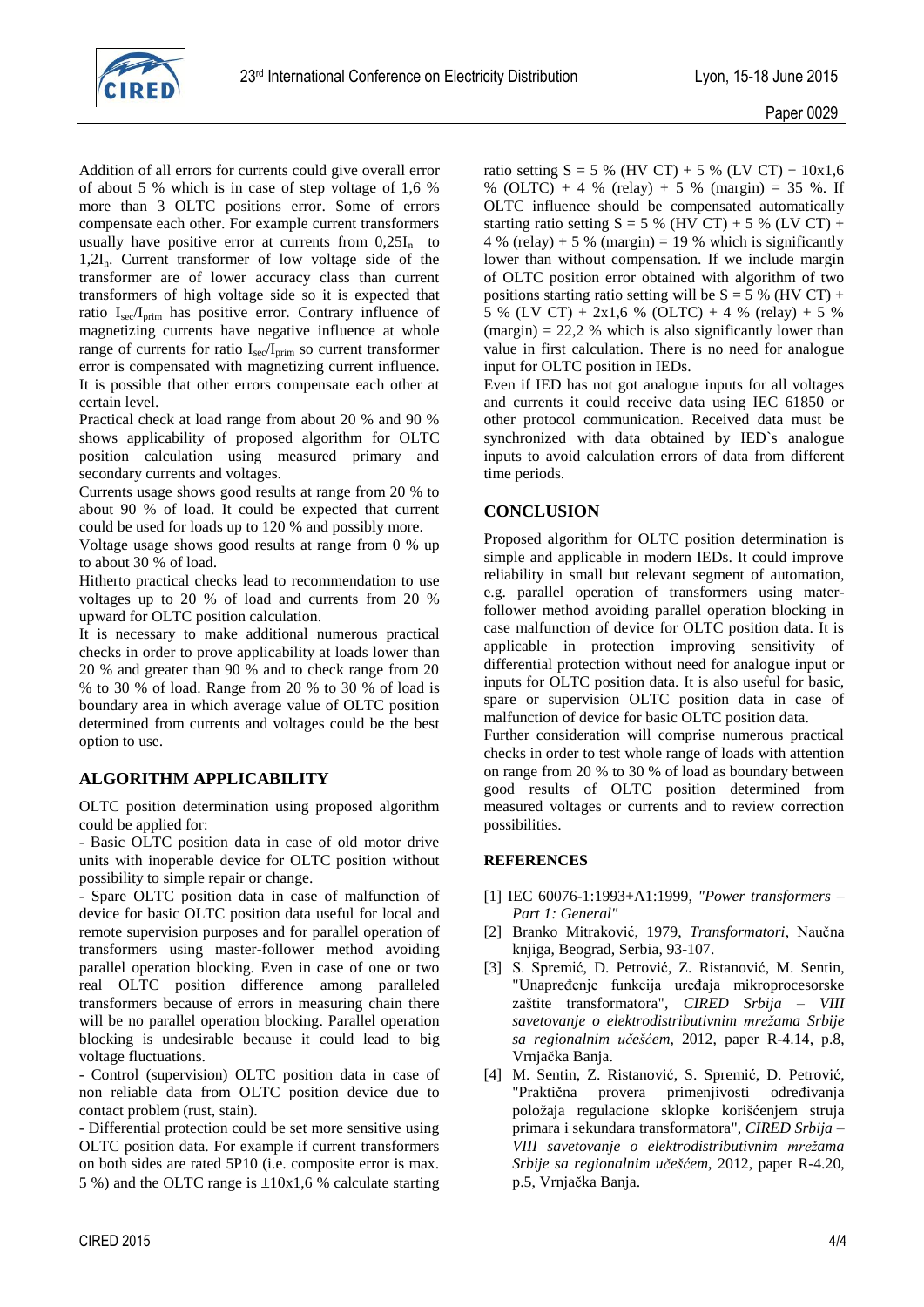Addition of all errors for currents could give overall error of about 5 % which is in case of step voltage of 1,6 % more than 3 OLTC positions error. Some of errors compensate each other. For example current transformers usually have positive error at currents from $0{,}25I_n$ to $1{,}2I_n$. Current transformer of low voltage side of the transformer are of lower accuracy class than current transformers of high voltage side so it is expected that ratio $I_{sec}/I_{prim}$ has positive error. Contrary influence of magnetizing currents have negative influence at whole range of currents for ratio $I_{sec}/I_{prim}$ so current transformer error is compensated with magnetizing current influence. It is possible that other errors compensate each other at certain level.

Practical check at load range from about 20 % and 90 % shows applicability of proposed algorithm for OLTC position calculation using measured primary and secondary currents and voltages.

Currents usage shows good results at range from 20 % to about 90 % of load. It could be expected that current could be used for loads up to 120 % and possibly more.

Voltage usage shows good results at range from 0 % up to about 30 % of load.

Hitherto practical checks lead to recommendation to use voltages up to 20 % of load and currents from 20 % upward for OLTC position calculation.

It is necessary to make additional numerous practical checks in order to prove applicability at loads lower than 20 % and greater than 90 % and to check range from 20 % to 30 % of load. Range from 20 % to 30 % of load is boundary area in which average value of OLTC position determined from currents and voltages could be the best option to use.

## ALGORITHM APPLICABILITY

OLTC position determination using proposed algorithm could be applied for:

- Basic OLTC position data in case of old motor drive units with inoperable device for OLTC position without possibility to simple repair or change.
- Spare OLTC position data in case of malfunction of device for basic OLTC position data useful for local and remote supervision purposes and for parallel operation of transformers using master-follower method avoiding parallel operation blocking. Even in case of one or two real OLTC position difference among paralleled transformers because of errors in measuring chain there will be no parallel operation blocking. Parallel operation blocking is undesirable because it could lead to big voltage fluctuations.
- Control (supervision) OLTC position data in case of non reliable data from OLTC position device due to contact problem (rust, stain).
- Differential protection could be set more sensitive using OLTC position data. For example if current transformers on both sides are rated 5P10 (i.e. composite error is max. 5 %) and the OLTC range is $\pm 10x1{,}6$ % calculate starting ratio setting S = 5 % (HV CT) + 5 % (LV CT) + 10x1,6 % (OLTC) + 4 % (relay) + 5 % (margin) = 35 %. If OLTC influence should be compensated automatically starting ratio setting S = 5 % (HV CT) + 5 % (LV CT) + 4 % (relay) + 5 % (margin) = 19 % which is significantly lower than without compensation. If we include margin of OLTC position error obtained with algorithm of two positions starting ratio setting will be S = 5 % (HV CT) + 5 % (LV CT) + 2x1,6 % (OLTC) + 4 % (relay) + 5 % (margin) = 22,2 % which is also significantly lower than value in first calculation. There is no need for analogue input for OLTC position in IEDs.

Even if IED has not got analogue inputs for all voltages and currents it could receive data using IEC 61850 or other protocol communication. Received data must be synchronized with data obtained by IED`s analogue inputs to avoid calculation errors of data from different time periods.

## CONCLUSION

Proposed algorithm for OLTC position determination is simple and applicable in modern IEDs. It could improve reliability in small but relevant segment of automation, e.g. parallel operation of transformers using mater-follower method avoiding parallel operation blocking in case malfunction of device for OLTC position data. It is applicable in protection improving sensitivity of differential protection without need for analogue input or inputs for OLTC position data. It is also useful for basic, spare or supervision OLTC position data in case of malfunction of device for basic OLTC position data.

Further consideration will comprise numerous practical checks in order to test whole range of loads with attention on range from 20 % to 30 % of load as boundary between good results of OLTC position determined from measured voltages or currents and to review correction possibilities.

## REFERENCES

[1] IEC 60076-1:1993+A1:1999, *"Power transformers – Part 1: General"*

[2] Branko Mitraković, 1979, *Transformatori*, Naučna knjiga, Beograd, Serbia, 93-107.

[3] S. Spremić, D. Petrović, Z. Ristanović, M. Sentin, "Unapređenje funkcija uređaja mikroprocesorske zaštite transformatora", *CIRED Srbija – VIII savetovanje o elektrodistributivnim mrežama Srbije sa regionalnim učešćem*, 2012, paper R-4.14, p.8, Vrnjačka Banja.

[4] M. Sentin, Z. Ristanović, S. Spremić, D. Petrović, "Praktična provera primenjivosti određivanja položaja regulacione sklopke korišćenjem struja primara i sekundara transformatora", *CIRED Srbija – VIII savetovanje o elektrodistributivnim mrežama Srbije sa regionalnim učešćem*, 2012, paper R-4.20, p.5, Vrnjačka Banja.